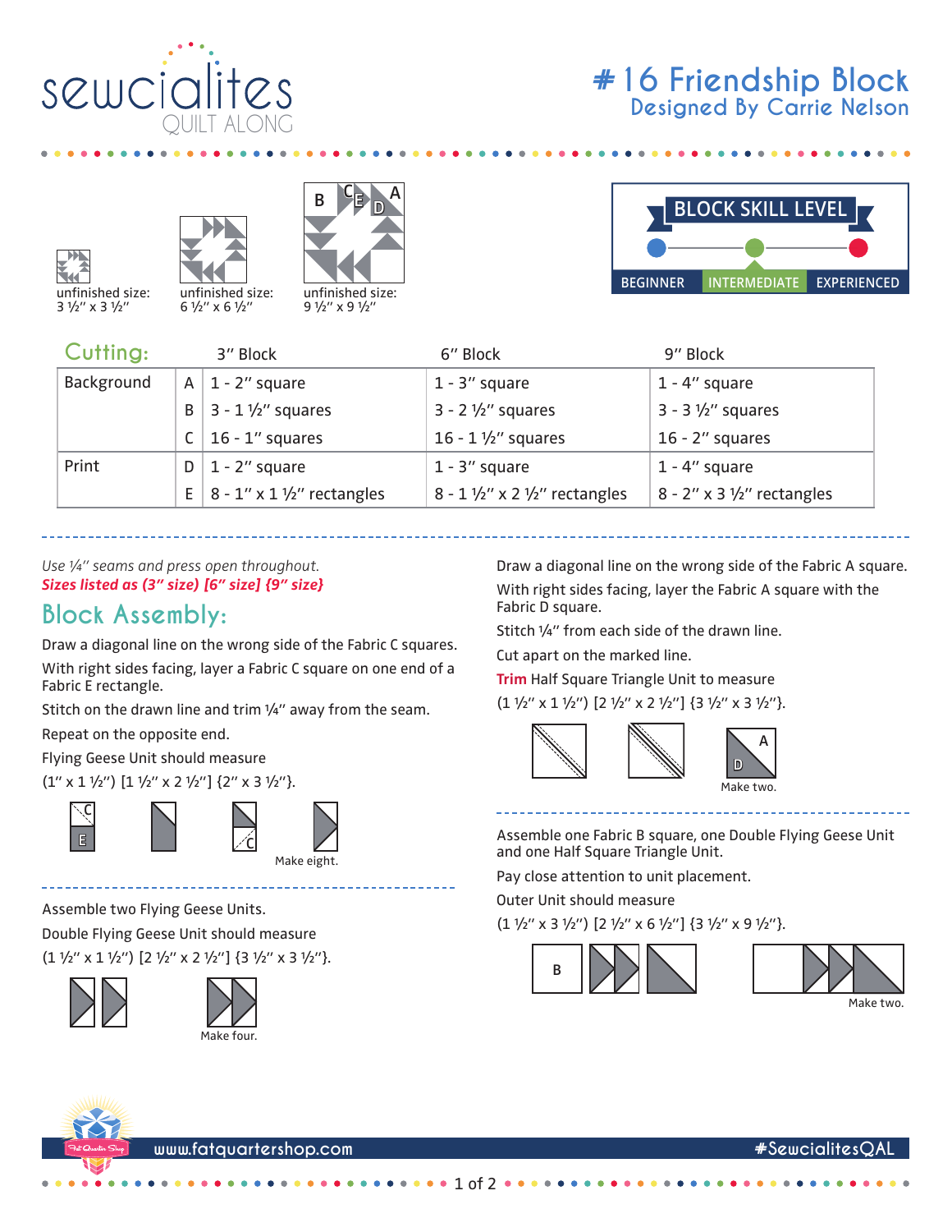# sewcialites QUILT ALONG

# #16 Friendship Block

## Designed By Carrie Nelson

unfinished size: 3 ½" x 3 ½"

unfinished size: 6 ½" x 6 ½"

unfinished size: 9 ½" x 9 ½"

BLOCK SKILL LEVEL

BEGINNER | INTERMEDIATE | EXPERIENCED

## Cutting:

| | | 3" Block | 6" Block | 9" Block |
|---|---|---|---|---|
| Background | A | 1 - 2" square | 1 - 3" square | 1 - 4" square |
| | B | 3 - 1 ½" squares | 3 - 2 ½" squares | 3 - 3 ½" squares |
| | C | 16 - 1" squares | 16 - 1 ½" squares | 16 - 2" squares |
| Print | D | 1 - 2" square | 1 - 3" square | 1 - 4" square |
| | E | 8 - 1" x 1 ½" rectangles | 8 - 1 ½" x 2 ½" rectangles | 8 - 2" x 3 ½" rectangles |

*Use ¼" seams and press open throughout.*

***Sizes listed as (3" size) [6" size] {9" size}***

## Block Assembly:

Draw a diagonal line on the wrong side of the Fabric C squares.

With right sides facing, layer a Fabric C square on one end of a Fabric E rectangle.

Stitch on the drawn line and trim ¼" away from the seam.

Repeat on the opposite end.

Flying Geese Unit should measure

(1" x 1 ½") [1 ½" x 2 ½"] {2" x 3 ½"}.

Make eight.

Assemble two Flying Geese Units.

Double Flying Geese Unit should measure

(1 ½" x 1 ½") [2 ½" x 2 ½"] {3 ½" x 3 ½"}.

Make four.

Draw a diagonal line on the wrong side of the Fabric A square.

With right sides facing, layer the Fabric A square with the Fabric D square.

Stitch ¼" from each side of the drawn line.

Cut apart on the marked line.

**Trim** Half Square Triangle Unit to measure

(1 ½" x 1 ½") [2 ½" x 2 ½"] {3 ½" x 3 ½"}.

Make two.

Assemble one Fabric B square, one Double Flying Geese Unit and one Half Square Triangle Unit.

Pay close attention to unit placement.

Outer Unit should measure

(1 ½" x 3 ½") [2 ½" x 6 ½"] {3 ½" x 9 ½"}.

Make two.

www.fatquartershop.com #SewcialitesQAL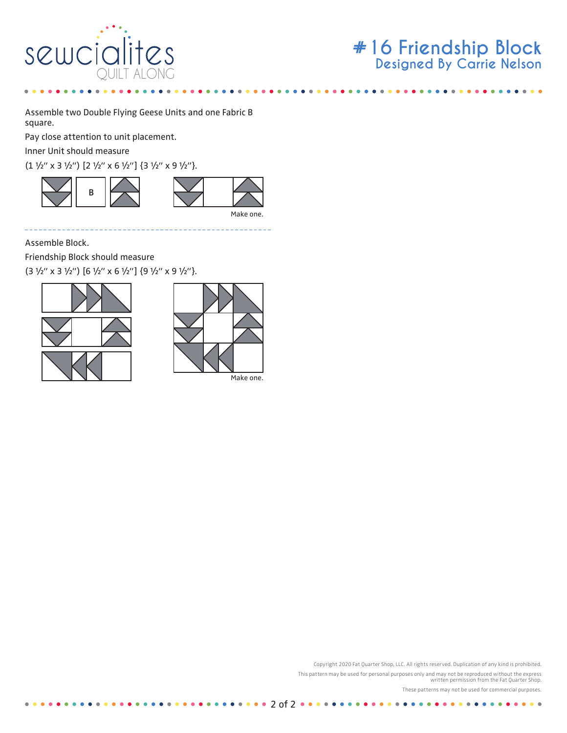# # 16 Friendship Block

## Designed By Carrie Nelson

Assemble two Double Flying Geese Units and one Fabric B square.

Pay close attention to unit placement.

Inner Unit should measure

(1 ½" x 3 ½") [2 ½" x 6 ½"] {3 ½" x 9 ½"}.

B

Make one.

Assemble Block.

Friendship Block should measure

(3 ½" x 3 ½") [6 ½" x 6 ½"] {9 ½" x 9 ½"}.

Make one.

Copyright 2020 Fat Quarter Shop, LLC. All rights reserved. Duplication of any kind is prohibited.

This pattern may be used for personal purposes only and may not be reproduced without the express written permission from the Fat Quarter Shop.

These patterns may not be used for commercial purposes.